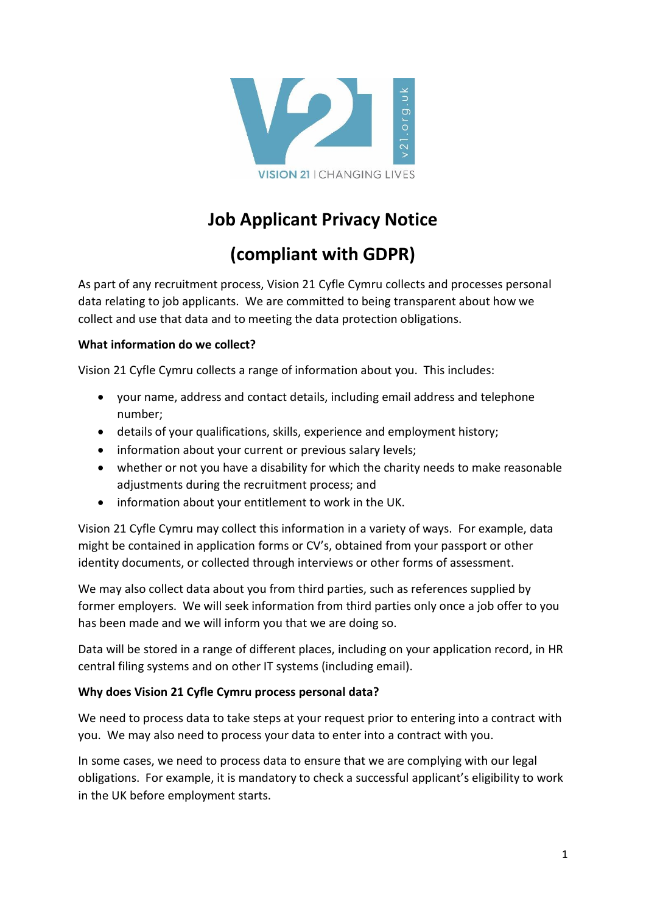# Job Applicant Privacy Notice

# (compliant with GDPR)

As part of any recruitment process, Vision 21 Cyfle Cymru collects and processes personal data relating to job applicants. We are committed to being transparent about how we collect and use that data and to meeting the data protection obligations.

**What information do we collect?**

Vision 21 Cyfle Cymru collects a range of information about you. This includes:

- your name, address and contact details, including email address and telephone number;
- details of your qualifications, skills, experience and employment history;
- information about your current or previous salary levels;
- whether or not you have a disability for which the charity needs to make reasonable adjustments during the recruitment process; and
- information about your entitlement to work in the UK.

Vision 21 Cyfle Cymru may collect this information in a variety of ways. For example, data might be contained in application forms or CV's, obtained from your passport or other identity documents, or collected through interviews or other forms of assessment.

We may also collect data about you from third parties, such as references supplied by former employers. We will seek information from third parties only once a job offer to you has been made and we will inform you that we are doing so.

Data will be stored in a range of different places, including on your application record, in HR central filing systems and on other IT systems (including email).

**Why does Vision 21 Cyfle Cymru process personal data?**

We need to process data to take steps at your request prior to entering into a contract with you. We may also need to process your data to enter into a contract with you.

In some cases, we need to process data to ensure that we are complying with our legal obligations. For example, it is mandatory to check a successful applicant's eligibility to work in the UK before employment starts.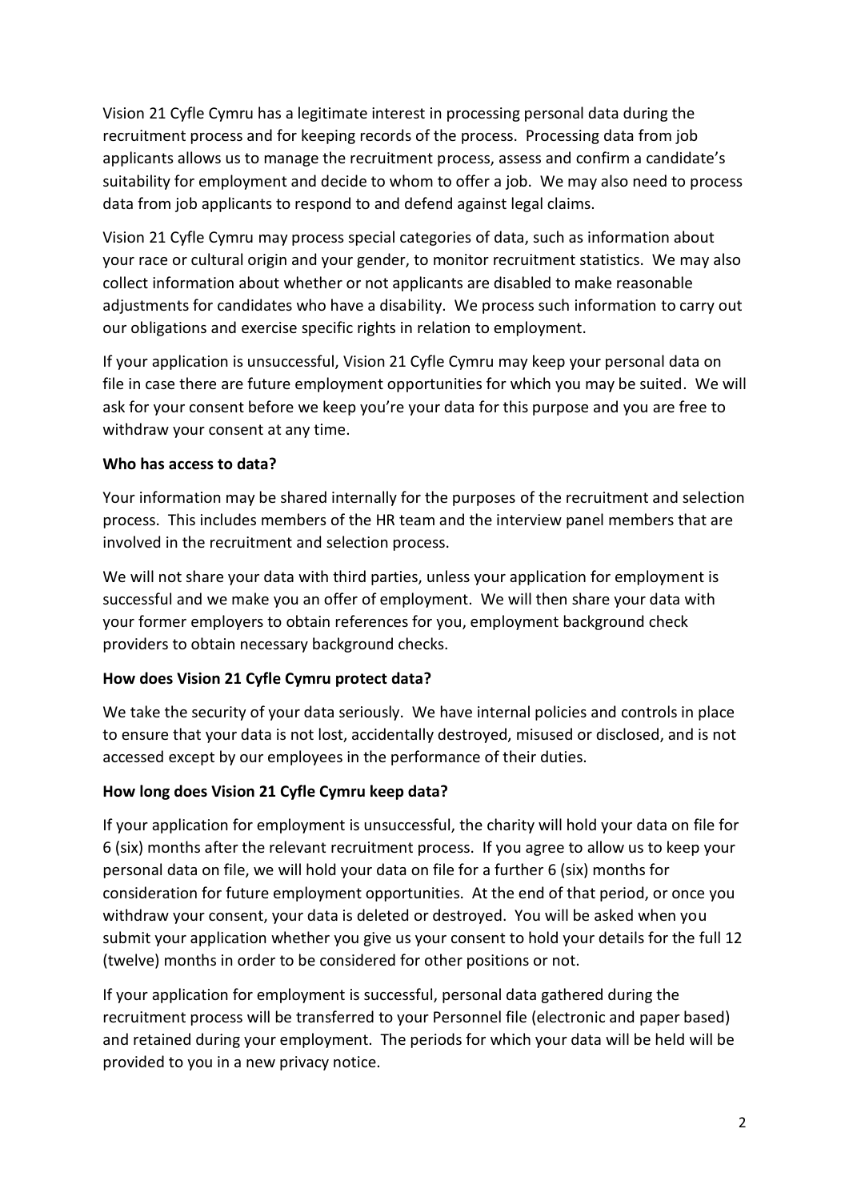Vision 21 Cyfle Cymru has a legitimate interest in processing personal data during the recruitment process and for keeping records of the process. Processing data from job applicants allows us to manage the recruitment process, assess and confirm a candidate's suitability for employment and decide to whom to offer a job. We may also need to process data from job applicants to respond to and defend against legal claims.

Vision 21 Cyfle Cymru may process special categories of data, such as information about your race or cultural origin and your gender, to monitor recruitment statistics. We may also collect information about whether or not applicants are disabled to make reasonable adjustments for candidates who have a disability. We process such information to carry out our obligations and exercise specific rights in relation to employment.

If your application is unsuccessful, Vision 21 Cyfle Cymru may keep your personal data on file in case there are future employment opportunities for which you may be suited. We will ask for your consent before we keep you're your data for this purpose and you are free to withdraw your consent at any time.

**Who has access to data?**

Your information may be shared internally for the purposes of the recruitment and selection process. This includes members of the HR team and the interview panel members that are involved in the recruitment and selection process.

We will not share your data with third parties, unless your application for employment is successful and we make you an offer of employment. We will then share your data with your former employers to obtain references for you, employment background check providers to obtain necessary background checks.

**How does Vision 21 Cyfle Cymru protect data?**

We take the security of your data seriously. We have internal policies and controls in place to ensure that your data is not lost, accidentally destroyed, misused or disclosed, and is not accessed except by our employees in the performance of their duties.

**How long does Vision 21 Cyfle Cymru keep data?**

If your application for employment is unsuccessful, the charity will hold your data on file for 6 (six) months after the relevant recruitment process. If you agree to allow us to keep your personal data on file, we will hold your data on file for a further 6 (six) months for consideration for future employment opportunities. At the end of that period, or once you withdraw your consent, your data is deleted or destroyed. You will be asked when you submit your application whether you give us your consent to hold your details for the full 12 (twelve) months in order to be considered for other positions or not.

If your application for employment is successful, personal data gathered during the recruitment process will be transferred to your Personnel file (electronic and paper based) and retained during your employment. The periods for which your data will be held will be provided to you in a new privacy notice.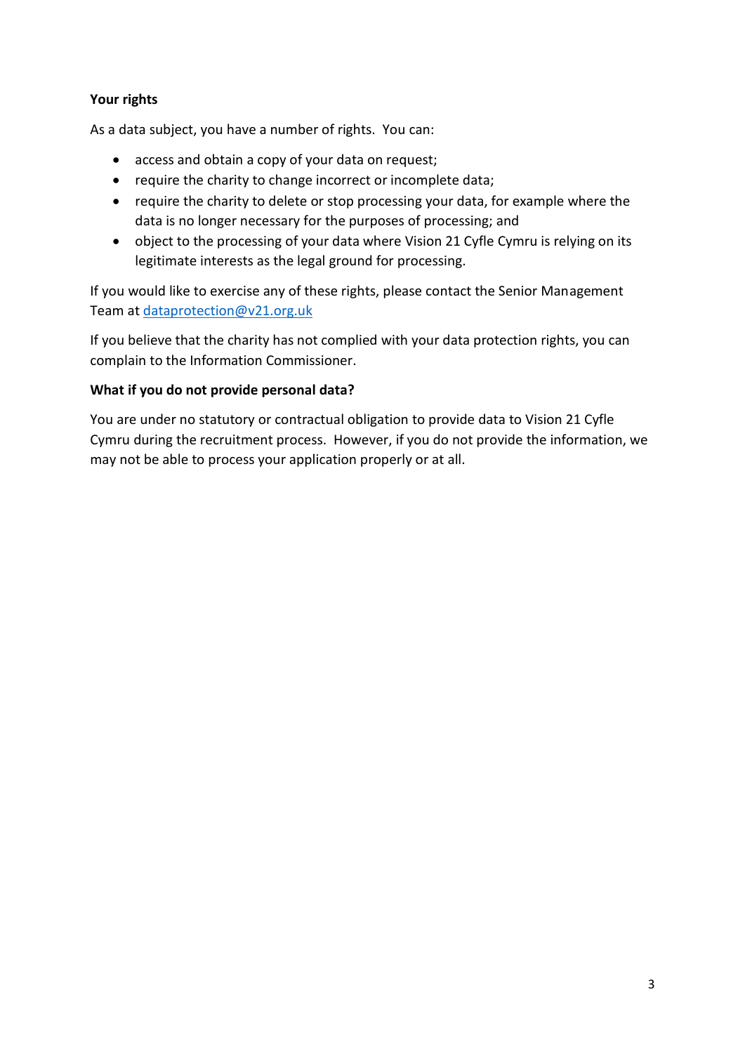**Your rights**

As a data subject, you have a number of rights. You can:

- access and obtain a copy of your data on request;
- require the charity to change incorrect or incomplete data;
- require the charity to delete or stop processing your data, for example where the data is no longer necessary for the purposes of processing; and
- object to the processing of your data where Vision 21 Cyfle Cymru is relying on its legitimate interests as the legal ground for processing.

If you would like to exercise any of these rights, please contact the Senior Management Team at dataprotection@v21.org.uk

If you believe that the charity has not complied with your data protection rights, you can complain to the Information Commissioner.

**What if you do not provide personal data?**

You are under no statutory or contractual obligation to provide data to Vision 21 Cyfle Cymru during the recruitment process. However, if you do not provide the information, we may not be able to process your application properly or at all.